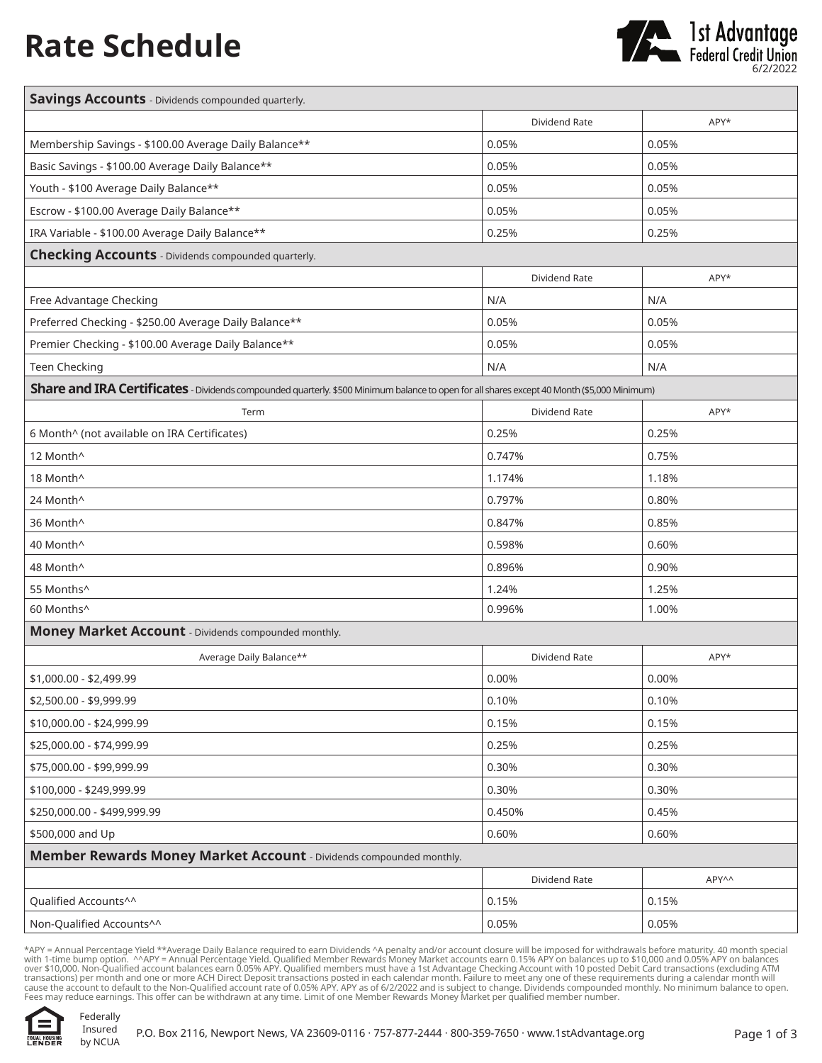# Rate Schedule

1st Advantage Federal Credit Union

6/2/2022

| **Savings Accounts** - Dividends compounded quarterly. | | |
|---|---|---|
| | Dividend Rate | APY* |
| Membership Savings - $100.00 Average Daily Balance** | 0.05% | 0.05% |
| Basic Savings - $100.00 Average Daily Balance** | 0.05% | 0.05% |
| Youth - $100 Average Daily Balance** | 0.05% | 0.05% |
| Escrow - $100.00 Average Daily Balance** | 0.05% | 0.05% |
| IRA Variable - $100.00 Average Daily Balance** | 0.25% | 0.25% |

| **Checking Accounts** - Dividends compounded quarterly. | | |
|---|---|---|
| | Dividend Rate | APY* |
| Free Advantage Checking | N/A | N/A |
| Preferred Checking - $250.00 Average Daily Balance** | 0.05% | 0.05% |
| Premier Checking - $100.00 Average Daily Balance** | 0.05% | 0.05% |
| Teen Checking | N/A | N/A |

| **Share and IRA Certificates** - Dividends compounded quarterly. $500 Minimum balance to open for all shares except 40 Month ($5,000 Minimum) | | |
|---|---|---|
| Term | Dividend Rate | APY* |
| 6 Month^ (not available on IRA Certificates) | 0.25% | 0.25% |
| 12 Month^ | 0.747% | 0.75% |
| 18 Month^ | 1.174% | 1.18% |
| 24 Month^ | 0.797% | 0.80% |
| 36 Month^ | 0.847% | 0.85% |
| 40 Month^ | 0.598% | 0.60% |
| 48 Month^ | 0.896% | 0.90% |
| 55 Months^ | 1.24% | 1.25% |
| 60 Months^ | 0.996% | 1.00% |

| **Money Market Account** - Dividends compounded monthly. | | |
|---|---|---|
| Average Daily Balance** | Dividend Rate | APY* |
| $1,000.00 - $2,499.99 | 0.00% | 0.00% |
| $2,500.00 - $9,999.99 | 0.10% | 0.10% |
| $10,000.00 - $24,999.99 | 0.15% | 0.15% |
| $25,000.00 - $74,999.99 | 0.25% | 0.25% |
| $75,000.00 - $99,999.99 | 0.30% | 0.30% |
| $100,000 - $249,999.99 | 0.30% | 0.30% |
| $250,000.00 - $499,999.99 | 0.450% | 0.45% |
| $500,000 and Up | 0.60% | 0.60% |

| **Member Rewards Money Market Account** - Dividends compounded monthly. | | |
|---|---|---|
| | Dividend Rate | APY^^ |
| Qualified Accounts^^ | 0.15% | 0.15% |
| Non-Qualified Accounts^^ | 0.05% | 0.05% |

*APY = Annual Percentage Yield **Average Daily Balance required to earn Dividends ^A penalty and/or account closure will be imposed for withdrawals before maturity. 40 month special with 1-time bump option. ^^APY = Annual Percentage Yield. Qualified Member Rewards Money Market accounts earn 0.15% APY on balances up to $10,000 and 0.05% APY on balances over $10,000. Non-Qualified account balances earn 0.05% APY. Qualified members must have a 1st Advantage Checking Account with 10 posted Debit Card transactions (excluding ATM transactions) per month and one or more ACH Direct Deposit transactions posted in each calendar month. Failure to meet any one of these requirements during a calendar month will cause the account to default to the Non-Qualified account rate of 0.05% APY. APY as of 6/2/2022 and is subject to change. Dividends compounded monthly. No minimum balance to open. Fees may reduce earnings. This offer can be withdrawn at any time. Limit of one Member Rewards Money Market per qualified member number.

Equal Housing Lender · Federally Insured by NCUA

P.O. Box 2116, Newport News, VA 23609-0116 · 757-877-2444 · 800-359-7650 · www.1stAdvantage.org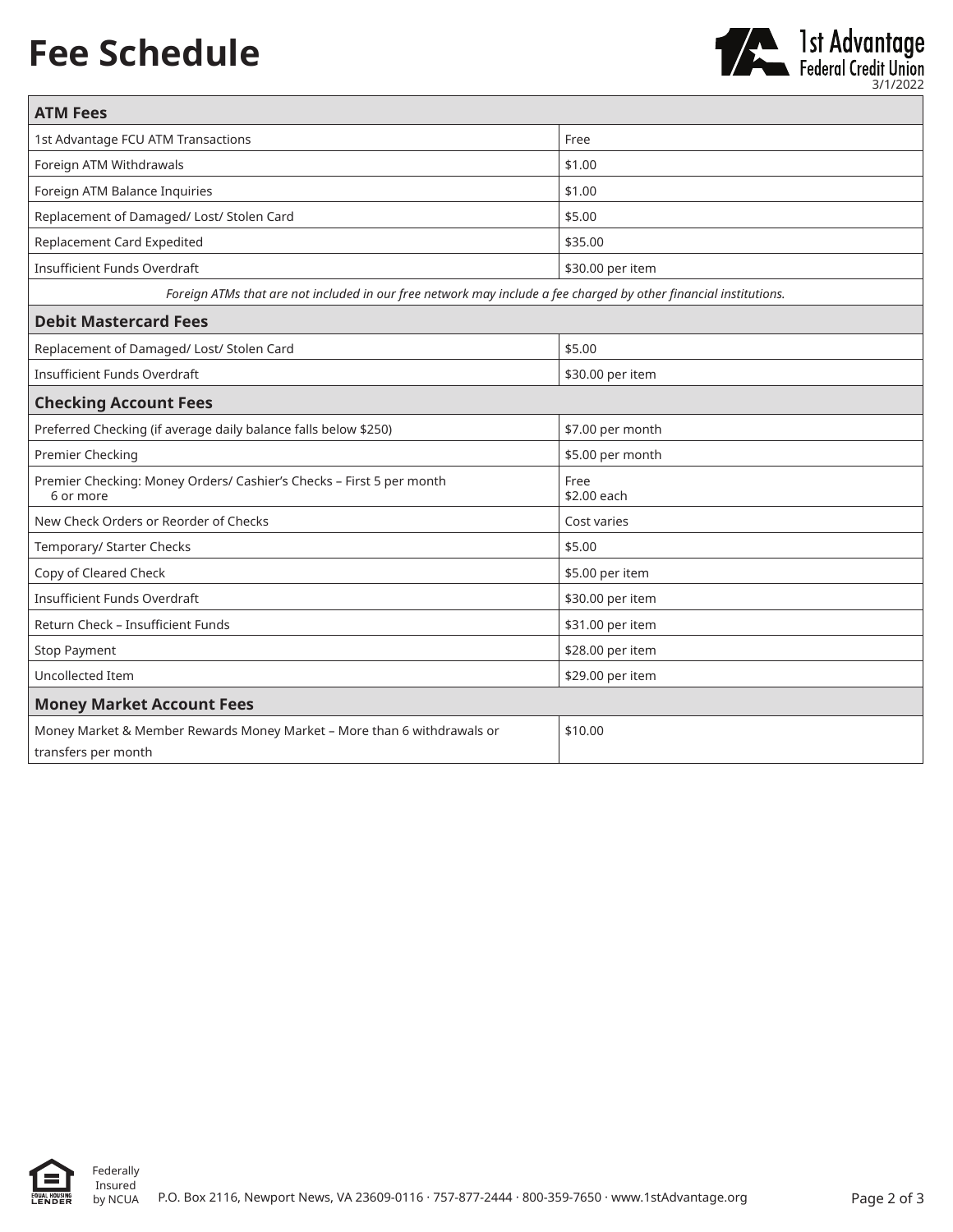# Fee Schedule

1st Advantage Federal Credit Union

3/1/2022

| ATM Fees | |
|---|---|
| 1st Advantage FCU ATM Transactions | Free |
| Foreign ATM Withdrawals | $1.00 |
| Foreign ATM Balance Inquiries | $1.00 |
| Replacement of Damaged/ Lost/ Stolen Card | $5.00 |
| Replacement Card Expedited | $35.00 |
| Insufficient Funds Overdraft | $30.00 per item |
| *Foreign ATMs that are not included in our free network may include a fee charged by other financial institutions.* | |
| **Debit Mastercard Fees** | |
| Replacement of Damaged/ Lost/ Stolen Card | $5.00 |
| Insufficient Funds Overdraft | $30.00 per item |
| **Checking Account Fees** | |
| Preferred Checking (if average daily balance falls below $250) | $7.00 per month |
| Premier Checking | $5.00 per month |
| Premier Checking: Money Orders/ Cashier's Checks – First 5 per month<br>6 or more | Free<br>$2.00 each |
| New Check Orders or Reorder of Checks | Cost varies |
| Temporary/ Starter Checks | $5.00 |
| Copy of Cleared Check | $5.00 per item |
| Insufficient Funds Overdraft | $30.00 per item |
| Return Check – Insufficient Funds | $31.00 per item |
| Stop Payment | $28.00 per item |
| Uncollected Item | $29.00 per item |
| **Money Market Account Fees** | |
| Money Market & Member Rewards Money Market – More than 6 withdrawals or transfers per month | $10.00 |

Federally Insured by NCUA

P.O. Box 2116, Newport News, VA 23609-0116 · 757-877-2444 · 800-359-7650 · www.1stAdvantage.org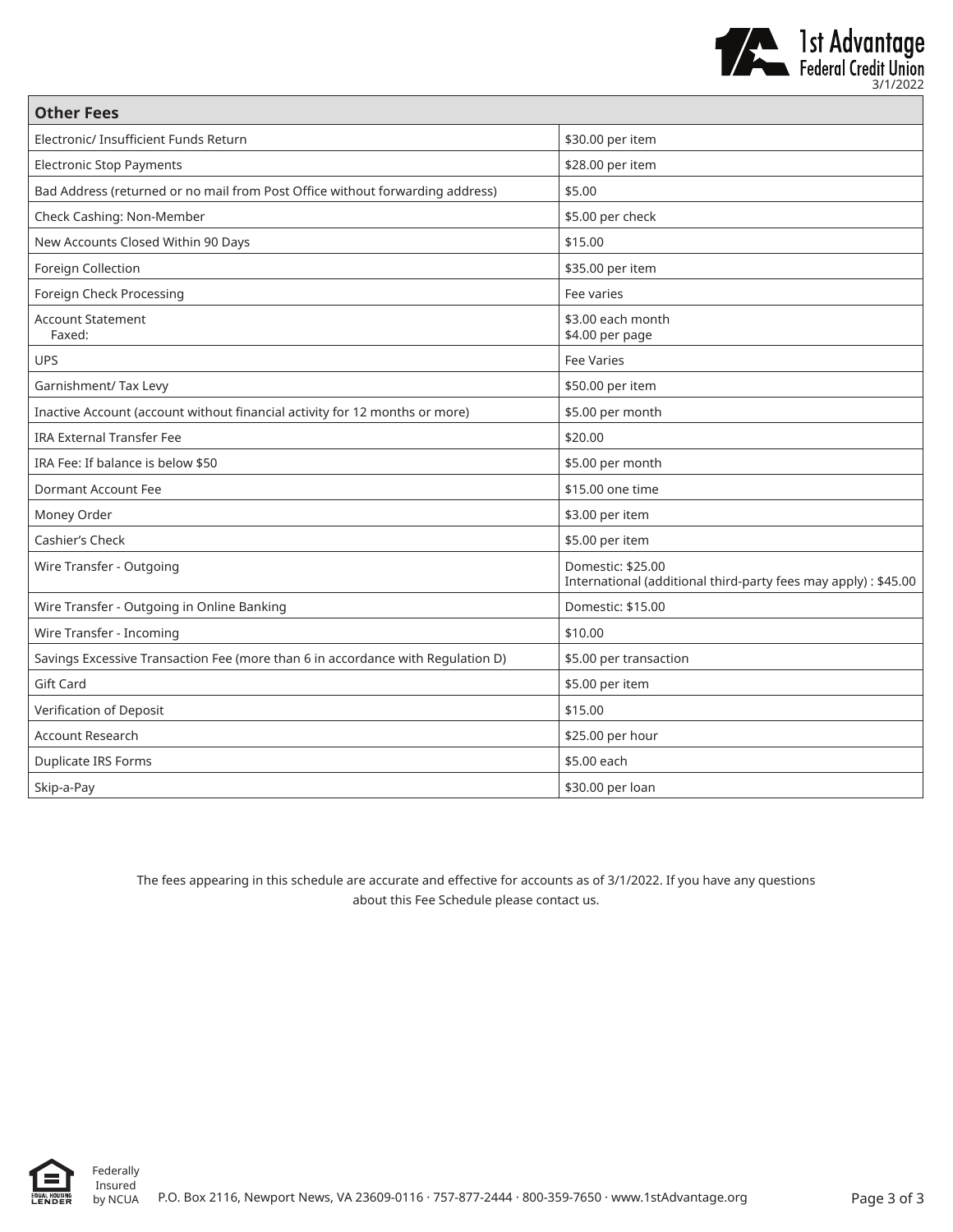1st Advantage Federal Credit Union
3/1/2022

| Other Fees | |
|---|---|
| Electronic/ Insufficient Funds Return | $30.00 per item |
| Electronic Stop Payments | $28.00 per item |
| Bad Address (returned or no mail from Post Office without forwarding address) | $5.00 |
| Check Cashing: Non-Member | $5.00 per check |
| New Accounts Closed Within 90 Days | $15.00 |
| Foreign Collection | $35.00 per item |
| Foreign Check Processing | Fee varies |
| Account Statement<br>Faxed: | $3.00 each month<br>$4.00 per page |
| UPS | Fee Varies |
| Garnishment/ Tax Levy | $50.00 per item |
| Inactive Account (account without financial activity for 12 months or more) | $5.00 per month |
| IRA External Transfer Fee | $20.00 |
| IRA Fee: If balance is below $50 | $5.00 per month |
| Dormant Account Fee | $15.00 one time |
| Money Order | $3.00 per item |
| Cashier's Check | $5.00 per item |
| Wire Transfer - Outgoing | Domestic: $25.00<br>International (additional third-party fees may apply) : $45.00 |
| Wire Transfer - Outgoing in Online Banking | Domestic: $15.00 |
| Wire Transfer - Incoming | $10.00 |
| Savings Excessive Transaction Fee (more than 6 in accordance with Regulation D) | $5.00 per transaction |
| Gift Card | $5.00 per item |
| Verification of Deposit | $15.00 |
| Account Research | $25.00 per hour |
| Duplicate IRS Forms | $5.00 each |
| Skip-a-Pay | $30.00 per loan |

The fees appearing in this schedule are accurate and effective for accounts as of 3/1/2022. If you have any questions about this Fee Schedule please contact us.

Federally Insured by NCUA

P.O. Box 2116, Newport News, VA 23609-0116 · 757-877-2444 · 800-359-7650 · www.1stAdvantage.org